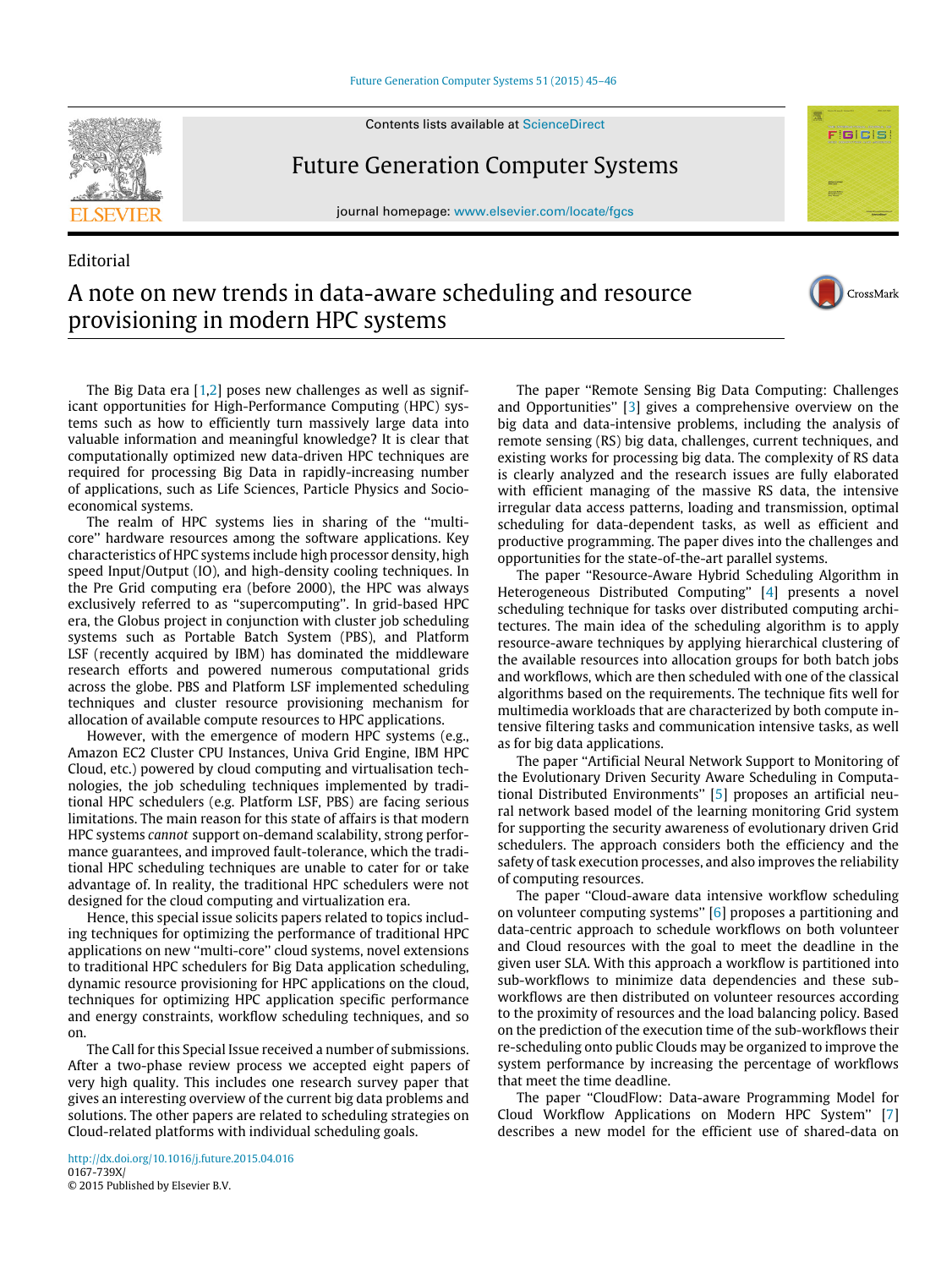Editorial

# A note on new trends in data-aware scheduling and resource provisioning in modern HPC systems

The Big Data era [1,2] poses new challenges as well as significant opportunities for High-Performance Computing (HPC) systems such as how to efficiently turn massively large data into valuable information and meaningful knowledge? It is clear that computationally optimized new data-driven HPC techniques are required for processing Big Data in rapidly-increasing number of applications, such as Life Sciences, Particle Physics and Socio-economical systems.

The realm of HPC systems lies in sharing of the "multi-core" hardware resources among the software applications. Key characteristics of HPC systems include high processor density, high speed Input/Output (IO), and high-density cooling techniques. In the Pre Grid computing era (before 2000), the HPC was always exclusively referred to as "supercomputing". In grid-based HPC era, the Globus project in conjunction with cluster job scheduling systems such as Portable Batch System (PBS), and Platform LSF (recently acquired by IBM) has dominated the middleware research efforts and powered numerous computational grids across the globe. PBS and Platform LSF implemented scheduling techniques and cluster resource provisioning mechanism for allocation of available compute resources to HPC applications.

However, with the emergence of modern HPC systems (e.g., Amazon EC2 Cluster CPU Instances, Univa Grid Engine, IBM HPC Cloud, etc.) powered by cloud computing and virtualisation technologies, the job scheduling techniques implemented by traditional HPC schedulers (e.g. Platform LSF, PBS) are facing serious limitations. The main reason for this state of affairs is that modern HPC systems *cannot* support on-demand scalability, strong performance guarantees, and improved fault-tolerance, which the traditional HPC scheduling techniques are unable to cater for or take advantage of. In reality, the traditional HPC schedulers were not designed for the cloud computing and virtualization era.

Hence, this special issue solicits papers related to topics including techniques for optimizing the performance of traditional HPC applications on new "multi-core" cloud systems, novel extensions to traditional HPC schedulers for Big Data application scheduling, dynamic resource provisioning for HPC applications on the cloud, techniques for optimizing HPC application specific performance and energy constraints, workflow scheduling techniques, and so on.

The Call for this Special Issue received a number of submissions. After a two-phase review process we accepted eight papers of very high quality. This includes one research survey paper that gives an interesting overview of the current big data problems and solutions. The other papers are related to scheduling strategies on Cloud-related platforms with individual scheduling goals.

The paper "Remote Sensing Big Data Computing: Challenges and Opportunities" [3] gives a comprehensive overview on the big data and data-intensive problems, including the analysis of remote sensing (RS) big data, challenges, current techniques, and existing works for processing big data. The complexity of RS data is clearly analyzed and the research issues are fully elaborated with efficient managing of the massive RS data, the intensive irregular data access patterns, loading and transmission, optimal scheduling for data-dependent tasks, as well as efficient and productive programming. The paper dives into the challenges and opportunities for the state-of-the-art parallel systems.

The paper "Resource-Aware Hybrid Scheduling Algorithm in Heterogeneous Distributed Computing" [4] presents a novel scheduling technique for tasks over distributed computing architectures. The main idea of the scheduling algorithm is to apply resource-aware techniques by applying hierarchical clustering of the available resources into allocation groups for both batch jobs and workflows, which are then scheduled with one of the classical algorithms based on the requirements. The technique fits well for multimedia workloads that are characterized by both compute intensive filtering tasks and communication intensive tasks, as well as for big data applications.

The paper "Artificial Neural Network Support to Monitoring of the Evolutionary Driven Security Aware Scheduling in Computational Distributed Environments" [5] proposes an artificial neural network based model of the learning monitoring Grid system for supporting the security awareness of evolutionary driven Grid schedulers. The approach considers both the efficiency and the safety of task execution processes, and also improves the reliability of computing resources.

The paper "Cloud-aware data intensive workflow scheduling on volunteer computing systems" [6] proposes a partitioning and data-centric approach to schedule workflows on both volunteer and Cloud resources with the goal to meet the deadline in the given user SLA. With this approach a workflow is partitioned into sub-workflows to minimize data dependencies and these sub-workflows are then distributed on volunteer resources according to the proximity of resources and the load balancing policy. Based on the prediction of the execution time of the sub-workflows their re-scheduling onto public Clouds may be organized to improve the system performance by increasing the percentage of workflows that meet the time deadline.

The paper "CloudFlow: Data-aware Programming Model for Cloud Workflow Applications on Modern HPC System" [7] describes a new model for the efficient use of shared-data on

http://dx.doi.org/10.1016/j.future.2015.04.016
0167-739X/
© 2015 Published by Elsevier B.V.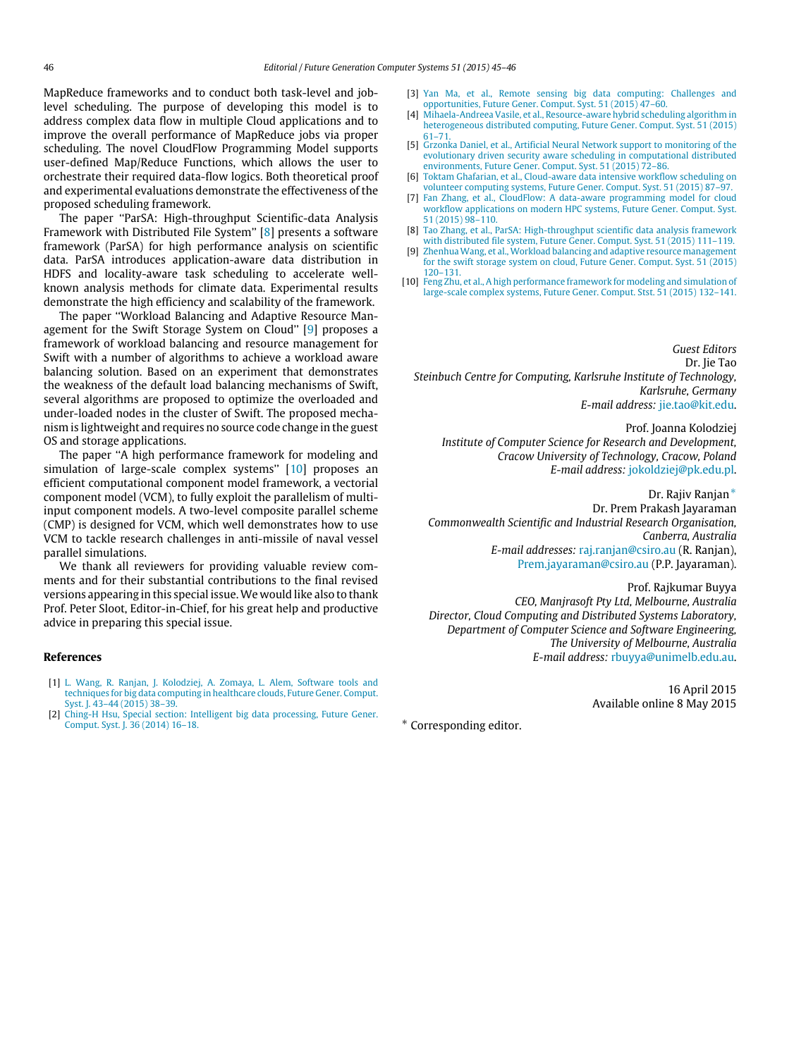MapReduce frameworks and to conduct both task-level and job-level scheduling. The purpose of developing this model is to address complex data flow in multiple Cloud applications and to improve the overall performance of MapReduce jobs via proper scheduling. The novel CloudFlow Programming Model supports user-defined Map/Reduce Functions, which allows the user to orchestrate their required data-flow logics. Both theoretical proof and experimental evaluations demonstrate the effectiveness of the proposed scheduling framework.

The paper ''ParSA: High-throughput Scientific-data Analysis Framework with Distributed File System'' [8] presents a software framework (ParSA) for high performance analysis on scientific data. ParSA introduces application-aware data distribution in HDFS and locality-aware task scheduling to accelerate well-known analysis methods for climate data. Experimental results demonstrate the high efficiency and scalability of the framework.

The paper ''Workload Balancing and Adaptive Resource Management for the Swift Storage System on Cloud'' [9] proposes a framework of workload balancing and resource management for Swift with a number of algorithms to achieve a workload aware balancing solution. Based on an experiment that demonstrates the weakness of the default load balancing mechanisms of Swift, several algorithms are proposed to optimize the overloaded and under-loaded nodes in the cluster of Swift. The proposed mechanism is lightweight and requires no source code change in the guest OS and storage applications.

The paper ''A high performance framework for modeling and simulation of large-scale complex systems'' [10] proposes an efficient computational component model framework, a vectorial component model (VCM), to fully exploit the parallelism of multi-input component models. A two-level composite parallel scheme (CMP) is designed for VCM, which well demonstrates how to use VCM to tackle research challenges in anti-missile of naval vessel parallel simulations.

We thank all reviewers for providing valuable review comments and for their substantial contributions to the final revised versions appearing in this special issue. We would like also to thank Prof. Peter Sloot, Editor-in-Chief, for his great help and productive advice in preparing this special issue.

## References

[1] L. Wang, R. Ranjan, J. Kolodziej, A. Zomaya, L. Alem, Software tools and techniques for big data computing in healthcare clouds, Future Gener. Comput. Syst. J. 43–44 (2015) 38–39.

[2] Ching-H Hsu, Special section: Intelligent big data processing, Future Gener. Comput. Syst. J. 36 (2014) 16–18.

[3] Yan Ma, et al., Remote sensing big data computing: Challenges and opportunities, Future Gener. Comput. Syst. 51 (2015) 47–60.

[4] Mihaela-Andreea Vasile, et al., Resource-aware hybrid scheduling algorithm in heterogeneous distributed computing, Future Gener. Comput. Syst. 51 (2015) 61–71.

[5] Grzonka Daniel, et al., Artificial Neural Network support to monitoring of the evolutionary driven security aware scheduling in computational distributed environments, Future Gener. Comput. Syst. 51 (2015) 72–86.

[6] Toktam Ghafarian, et al., Cloud-aware data intensive workflow scheduling on volunteer computing systems, Future Gener. Comput. Syst. 51 (2015) 87–97.

[7] Fan Zhang, et al., CloudFlow: A data-aware programming model for cloud workflow applications on modern HPC systems, Future Gener. Comput. Syst. 51 (2015) 98–110.

[8] Tao Zhang, et al., ParSA: High-throughput scientific data analysis framework with distributed file system, Future Gener. Comput. Syst. 51 (2015) 111–119.

[9] Zhenhua Wang, et al., Workload balancing and adaptive resource management for the swift storage system on cloud, Future Gener. Comput. Syst. 51 (2015) 120–131.

[10] Feng Zhu, et al., A high performance framework for modeling and simulation of large-scale complex systems, Future Gener. Comput. Stst. 51 (2015) 132–141.

*Guest Editors*
Dr. Jie Tao
*Steinbuch Centre for Computing, Karlsruhe Institute of Technology, Karlsruhe, Germany*
*E-mail address:* jie.tao@kit.edu.

Prof. Joanna Kolodziej
*Institute of Computer Science for Research and Development, Cracow University of Technology, Cracow, Poland*
*E-mail address:* jokoldziej@pk.edu.pl.

Dr. Rajiv Ranjan*
Dr. Prem Prakash Jayaraman
*Commonwealth Scientific and Industrial Research Organisation, Canberra, Australia*
*E-mail addresses:* raj.ranjan@csiro.au (R. Ranjan), Prem.jayaraman@csiro.au (P.P. Jayaraman).

Prof. Rajkumar Buyya
*CEO, Manjrasoft Pty Ltd, Melbourne, Australia*
*Director, Cloud Computing and Distributed Systems Laboratory, Department of Computer Science and Software Engineering, The University of Melbourne, Australia*
*E-mail address:* rbuyya@unimelb.edu.au.

16 April 2015
Available online 8 May 2015

* Corresponding editor.